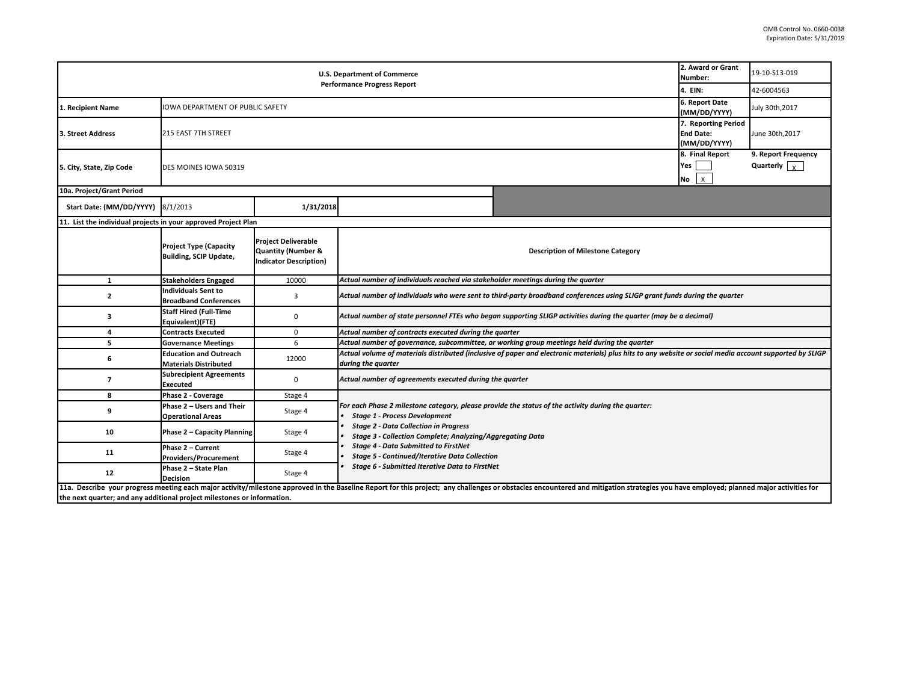OMB Control No. 0660-0038
Expiration Date: 5/31/2019

| U.S. Department of Commerce<br>Performance Progress Report | | | | 2. Award or Grant Number: | 19-10-S13-019 |
|---|---|---|---|---|---|
| | | | | 4. EIN: | 42-6004563 |
| 1. Recipient Name | IOWA DEPARTMENT OF PUBLIC SAFETY | | | 6. Report Date (MM/DD/YYYY) | July 30th,2017 |
| 3. Street Address | 215 EAST 7TH STREET | | | 7. Reporting Period End Date: (MM/DD/YYYY) | June 30th,2017 |
| 5. City, State, Zip Code | DES MOINES IOWA 50319 | | | 8. Final Report<br>Yes [ ]<br>No [X] | 9. Report Frequency<br>Quarterly [X] |
| 10a. Project/Grant Period | | | | | |
| Start Date: (MM/DD/YYYY) | 8/1/2013 | 1/31/2018 | | | |

**11. List the individual projects in your approved Project Plan**

| | Project Type (Capacity Building, SCIP Update, | Project Deliverable Quantity (Number & Indicator Description) | Description of Milestone Category |
|---|---|---|---|
| 1 | Stakeholders Engaged | 10000 | *Actual number of individuals reached via stakeholder meetings during the quarter* |
| 2 | Individuals Sent to Broadband Conferences | 3 | *Actual number of individuals who were sent to third-party broadband conferences using SLIGP grant funds during the quarter* |
| 3 | Staff Hired (Full-Time Equivalent)(FTE) | 0 | *Actual number of state personnel FTEs who began supporting SLIGP activities during the quarter (may be a decimal)* |
| 4 | Contracts Executed | 0 | *Actual number of contracts executed during the quarter* |
| 5 | Governance Meetings | 6 | *Actual number of governance, subcommittee, or working group meetings held during the quarter* |
| 6 | Education and Outreach Materials Distributed | 12000 | *Actual volume of materials distributed (inclusive of paper and electronic materials) plus hits to any website or social media account supported by SLIGP during the quarter* |
| 7 | Subrecipient Agreements Executed | 0 | *Actual number of agreements executed during the quarter* |
| 8 | Phase 2 - Coverage | Stage 4 | *For each Phase 2 milestone category, please provide the status of the activity during the quarter:*<br>• *Stage 1 - Process Development*<br>• *Stage 2 - Data Collection in Progress*<br>• *Stage 3 - Collection Complete; Analyzing/Aggregating Data*<br>• *Stage 4 - Data Submitted to FirstNet*<br>• *Stage 5 - Continued/Iterative Data Collection*<br>• *Stage 6 - Submitted Iterative Data to FirstNet* |
| 9 | Phase 2 – Users and Their Operational Areas | Stage 4 | |
| 10 | Phase 2 – Capacity Planning | Stage 4 | |
| 11 | Phase 2 – Current Providers/Procurement | Stage 4 | |
| 12 | Phase 2 – State Plan Decision | Stage 4 | |

**11a. Describe your progress meeting each major activity/milestone approved in the Baseline Report for this project; any challenges or obstacles encountered and mitigation strategies you have employed; planned major activities for the next quarter; and any additional project milestones or information.**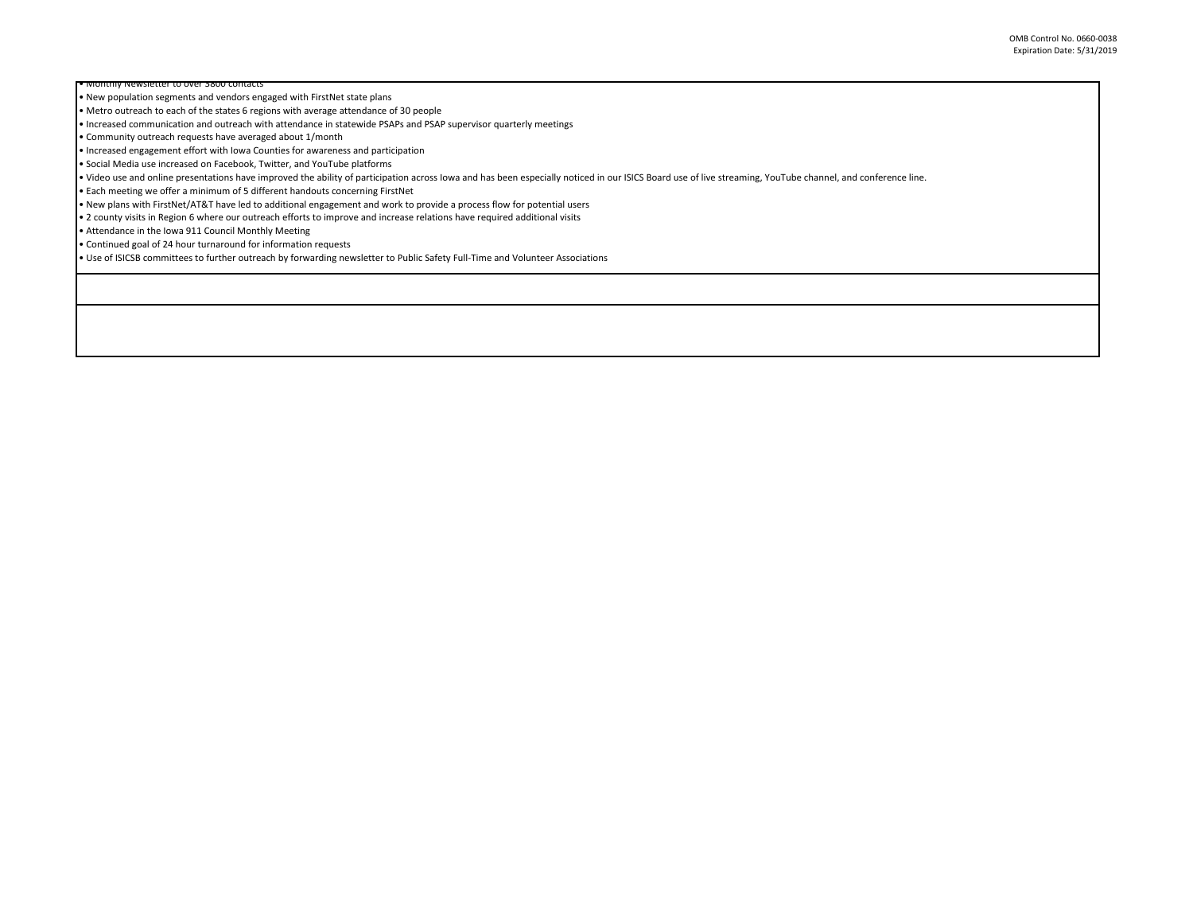- Monthly Newsletter to over 3800 contacts
- New population segments and vendors engaged with FirstNet state plans
- Metro outreach to each of the states 6 regions with average attendance of 30 people
- Increased communication and outreach with attendance in statewide PSAPs and PSAP supervisor quarterly meetings
- Community outreach requests have averaged about 1/month
- Increased engagement effort with Iowa Counties for awareness and participation
- Social Media use increased on Facebook, Twitter, and YouTube platforms
- Video use and online presentations have improved the ability of participation across Iowa and has been especially noticed in our ISICS Board use of live streaming, YouTube channel, and conference line.
- Each meeting we offer a minimum of 5 different handouts concerning FirstNet
- New plans with FirstNet/AT&T have led to additional engagement and work to provide a process flow for potential users
- 2 county visits in Region 6 where our outreach efforts to improve and increase relations have required additional visits
- Attendance in the Iowa 911 Council Monthly Meeting
- Continued goal of 24 hour turnaround for information requests
- Use of ISICSB committees to further outreach by forwarding newsletter to Public Safety Full-Time and Volunteer Associations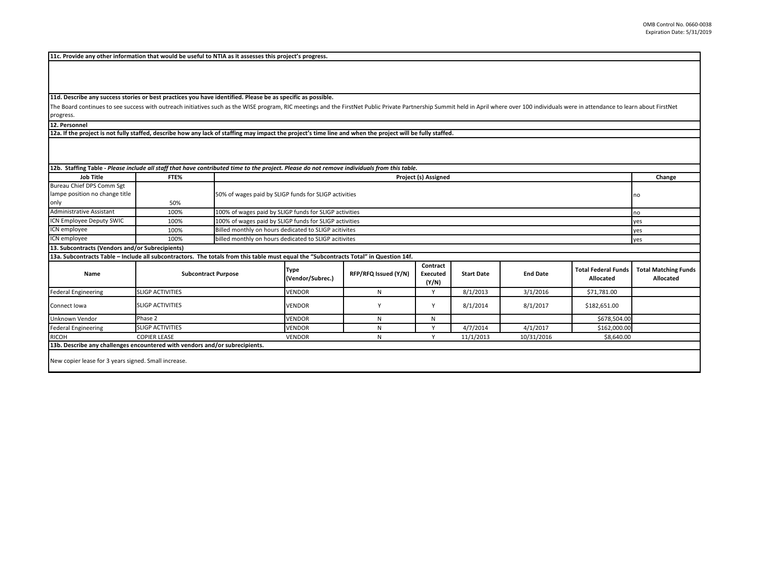**11c. Provide any other information that would be useful to NTIA as it assesses this project's progress.**

**11d. Describe any success stories or best practices you have identified. Please be as specific as possible.**

The Board continues to see success with outreach initiatives such as the WISE program, RIC meetings and the FirstNet Public Private Partnership Summit held in April where over 100 individuals were in attendance to learn about FirstNet progress.

**12. Personnel**

**12a. If the project is not fully staffed, describe how any lack of staffing may impact the project's time line and when the project will be fully staffed.**

**12b. Staffing Table -** ***Please include all staff that have contributed time to the project. Please do not remove individuals from this table.***

| Job Title | FTE% | Project (s) Assigned | Change |
|---|---|---|---|
| Bureau Chief DPS Comm Sgt lampe position no change title only | 50% | 50% of wages paid by SLIGP funds for SLIGP activities | no |
| Administrative Assistant | 100% | 100% of wages paid by SLIGP funds for SLIGP activities | no |
| ICN Employee Deputy SWIC | 100% | 100% of wages paid by SLIGP funds for SLIGP activities | yes |
| ICN employee | 100% | Billed monthly on hours dedicated to SLIGP acitivites | yes |
| ICN employee | 100% | billed monthly on hours dedicated to SLIGP acitivites | yes |

**13. Subcontracts (Vendors and/or Subrecipients)**

**13a. Subcontracts Table – Include all subcontractors. The totals from this table must equal the "Subcontracts Total" in Question 14f.**

| Name | Subcontract Purpose | Type (Vendor/Subrec.) | RFP/RFQ Issued (Y/N) | Contract Executed (Y/N) | Start Date | End Date | Total Federal Funds Allocated | Total Matching Funds Allocated |
|---|---|---|---|---|---|---|---|---|
| Federal Engineering | SLIGP ACTIVITIES | VENDOR | N | Y | 8/1/2013 | 3/1/2016 | $71,781.00 | |
| Connect Iowa | SLIGP ACTIVITIES | VENDOR | Y | Y | 8/1/2014 | 8/1/2017 | $182,651.00 | |
| Unknown Vendor | Phase 2 | VENDOR | N | N | | | $678,504.00 | |
| Federal Engineering | SLIGP ACTIVITIES | VENDOR | N | Y | 4/7/2014 | 4/1/2017 | $162,000.00 | |
| RICOH | COPIER LEASE | VENDOR | N | Y | 11/1/2013 | 10/31/2016 | $8,640.00 | |

**13b. Describe any challenges encountered with vendors and/or subrecipients.**

New copier lease for 3 years signed. Small increase.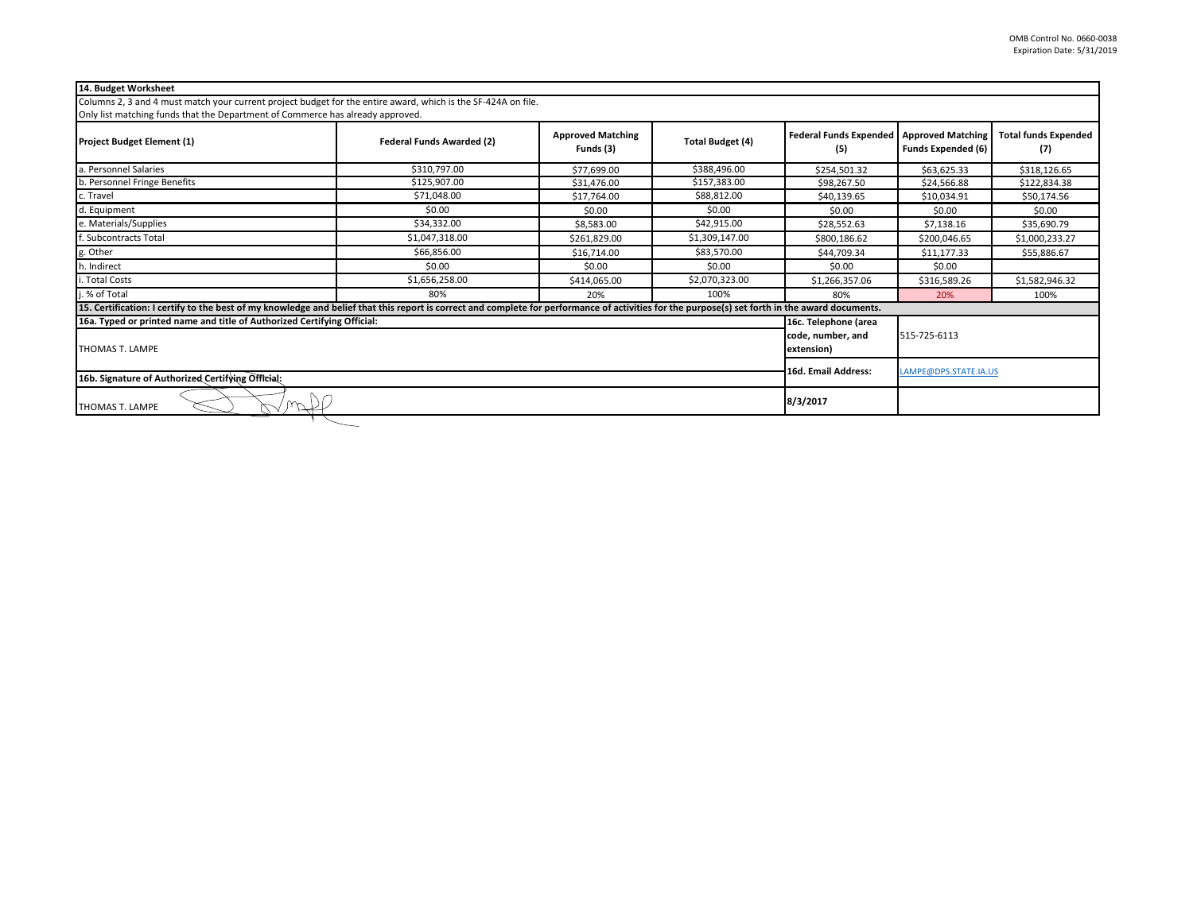OMB Control No. 0660-0038
Expiration Date: 5/31/2019

**14. Budget Worksheet**

Columns 2, 3 and 4 must match your current project budget for the entire award, which is the SF-424A on file.
Only list matching funds that the Department of Commerce has already approved.

| Project Budget Element (1) | Federal Funds Awarded (2) | Approved Matching Funds (3) | Total Budget (4) | Federal Funds Expended (5) | Approved Matching Funds Expended (6) | Total funds Expended (7) |
|---|---|---|---|---|---|---|
| a. Personnel Salaries | $310,797.00 | $77,699.00 | $388,496.00 | $254,501.32 | $63,625.33 | $318,126.65 |
| b. Personnel Fringe Benefits | $125,907.00 | $31,476.00 | $157,383.00 | $98,267.50 | $24,566.88 | $122,834.38 |
| c. Travel | $71,048.00 | $17,764.00 | $88,812.00 | $40,139.65 | $10,034.91 | $50,174.56 |
| d. Equipment | $0.00 | $0.00 | $0.00 | $0.00 | $0.00 | $0.00 |
| e. Materials/Supplies | $34,332.00 | $8,583.00 | $42,915.00 | $28,552.63 | $7,138.16 | $35,690.79 |
| f. Subcontracts Total | $1,047,318.00 | $261,829.00 | $1,309,147.00 | $800,186.62 | $200,046.65 | $1,000,233.27 |
| g. Other | $66,856.00 | $16,714.00 | $83,570.00 | $44,709.34 | $11,177.33 | $55,886.67 |
| h. Indirect | $0.00 | $0.00 | $0.00 | $0.00 | $0.00 | |
| i. Total Costs | $1,656,258.00 | $414,065.00 | $2,070,323.00 | $1,266,357.06 | $316,589.26 | $1,582,946.32 |
| j. % of Total | 80% | 20% | 100% | 80% | 20% | 100% |

**15. Certification: I certify to the best of my knowledge and belief that this report is correct and complete for performance of activities for the purpose(s) set forth in the award documents.**

| | | |
|---|---|---|
| **16a. Typed or printed name and title of Authorized Certifying Official:** THOMAS T. LAMPE | **16c. Telephone (area code, number, and extension)** | 515-725-6113 |
| **16b. Signature of Authorized Certifying Official:** THOMAS T. LAMPE | **16d. Email Address:** | LAMPE@DPS.STATE.IA.US |
| | 8/3/2017 | |